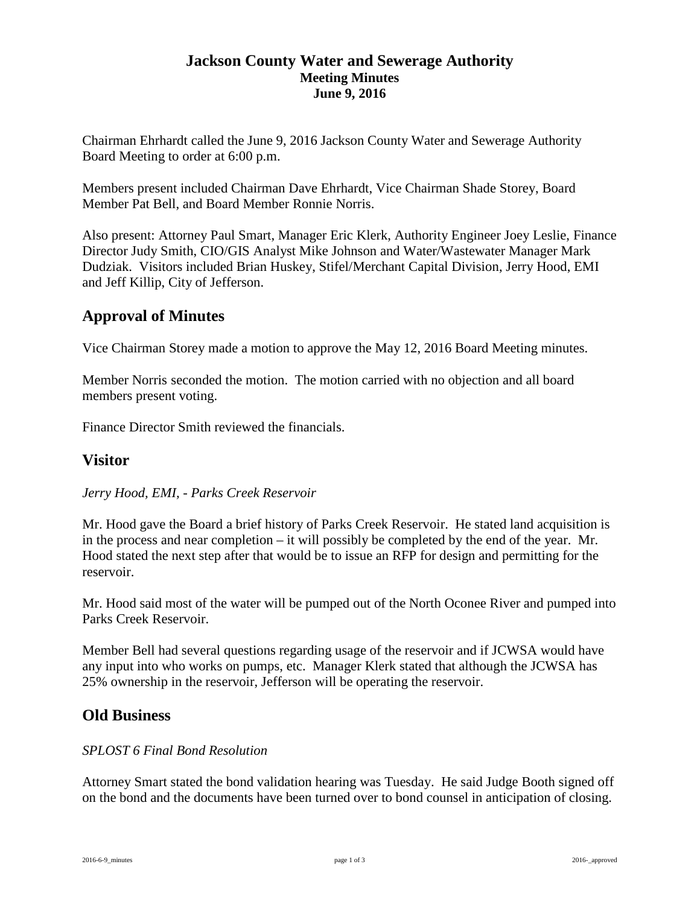# Jackson County Water and Sewerage Authority

**Meeting Minutes**

**June 9, 2016**

Chairman Ehrhardt called the June 9, 2016 Jackson County Water and Sewerage Authority Board Meeting to order at 6:00 p.m.

Members present included Chairman Dave Ehrhardt, Vice Chairman Shade Storey, Board Member Pat Bell, and Board Member Ronnie Norris.

Also present: Attorney Paul Smart, Manager Eric Klerk, Authority Engineer Joey Leslie, Finance Director Judy Smith, CIO/GIS Analyst Mike Johnson and Water/Wastewater Manager Mark Dudziak. Visitors included Brian Huskey, Stifel/Merchant Capital Division, Jerry Hood, EMI and Jeff Killip, City of Jefferson.

## Approval of Minutes

Vice Chairman Storey made a motion to approve the May 12, 2016 Board Meeting minutes.

Member Norris seconded the motion. The motion carried with no objection and all board members present voting.

Finance Director Smith reviewed the financials.

## Visitor

*Jerry Hood, EMI, - Parks Creek Reservoir*

Mr. Hood gave the Board a brief history of Parks Creek Reservoir. He stated land acquisition is in the process and near completion – it will possibly be completed by the end of the year. Mr. Hood stated the next step after that would be to issue an RFP for design and permitting for the reservoir.

Mr. Hood said most of the water will be pumped out of the North Oconee River and pumped into Parks Creek Reservoir.

Member Bell had several questions regarding usage of the reservoir and if JCWSA would have any input into who works on pumps, etc. Manager Klerk stated that although the JCWSA has 25% ownership in the reservoir, Jefferson will be operating the reservoir.

## Old Business

*SPLOST 6 Final Bond Resolution*

Attorney Smart stated the bond validation hearing was Tuesday. He said Judge Booth signed off on the bond and the documents have been turned over to bond counsel in anticipation of closing.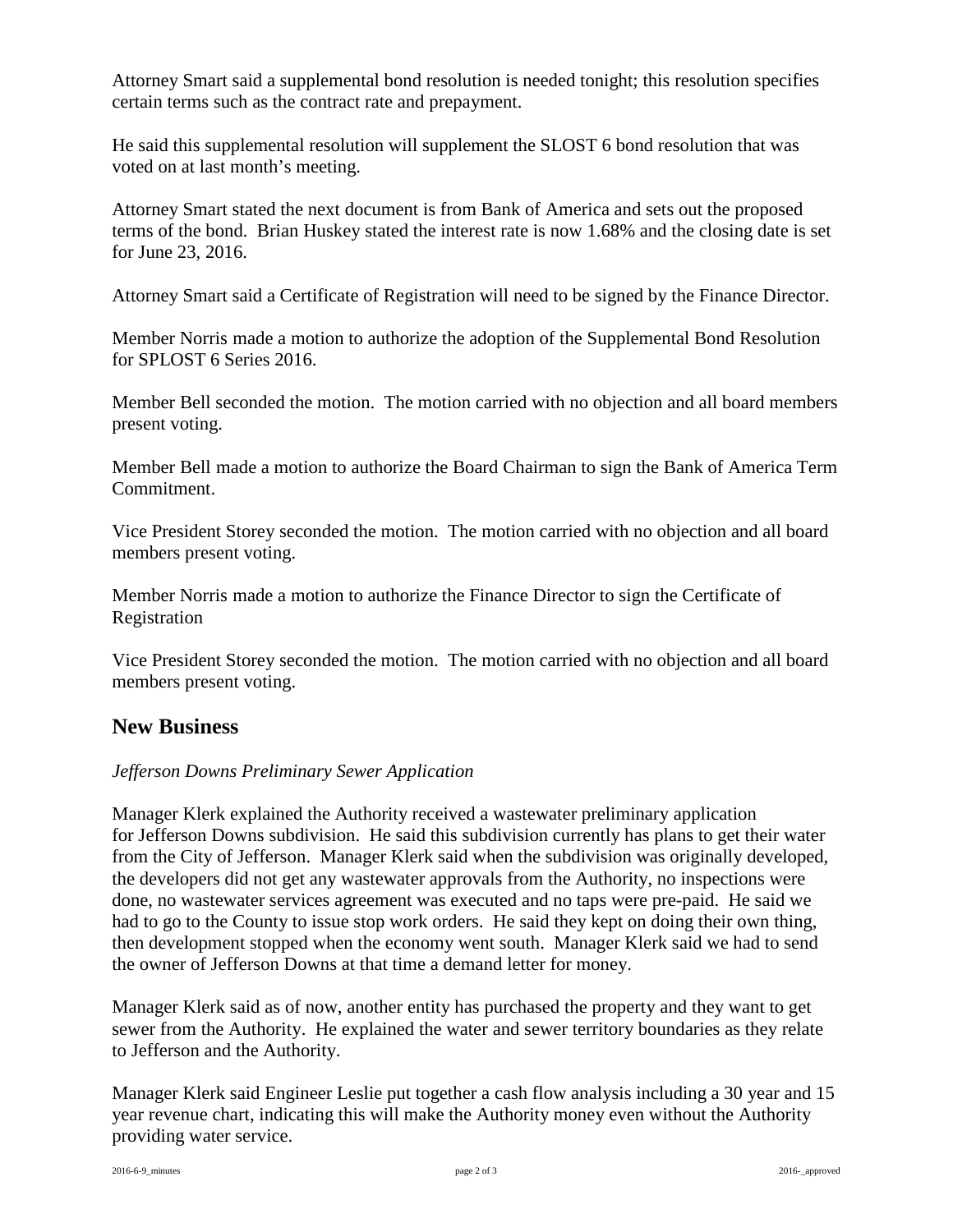Attorney Smart said a supplemental bond resolution is needed tonight; this resolution specifies certain terms such as the contract rate and prepayment.

He said this supplemental resolution will supplement the SLOST 6 bond resolution that was voted on at last month's meeting.

Attorney Smart stated the next document is from Bank of America and sets out the proposed terms of the bond. Brian Huskey stated the interest rate is now 1.68% and the closing date is set for June 23, 2016.

Attorney Smart said a Certificate of Registration will need to be signed by the Finance Director.

Member Norris made a motion to authorize the adoption of the Supplemental Bond Resolution for SPLOST 6 Series 2016.

Member Bell seconded the motion. The motion carried with no objection and all board members present voting.

Member Bell made a motion to authorize the Board Chairman to sign the Bank of America Term Commitment.

Vice President Storey seconded the motion. The motion carried with no objection and all board members present voting.

Member Norris made a motion to authorize the Finance Director to sign the Certificate of Registration

Vice President Storey seconded the motion. The motion carried with no objection and all board members present voting.

## New Business

*Jefferson Downs Preliminary Sewer Application*

Manager Klerk explained the Authority received a wastewater preliminary application for Jefferson Downs subdivision. He said this subdivision currently has plans to get their water from the City of Jefferson. Manager Klerk said when the subdivision was originally developed, the developers did not get any wastewater approvals from the Authority, no inspections were done, no wastewater services agreement was executed and no taps were pre-paid. He said we had to go to the County to issue stop work orders. He said they kept on doing their own thing, then development stopped when the economy went south. Manager Klerk said we had to send the owner of Jefferson Downs at that time a demand letter for money.

Manager Klerk said as of now, another entity has purchased the property and they want to get sewer from the Authority. He explained the water and sewer territory boundaries as they relate to Jefferson and the Authority.

Manager Klerk said Engineer Leslie put together a cash flow analysis including a 30 year and 15 year revenue chart, indicating this will make the Authority money even without the Authority providing water service.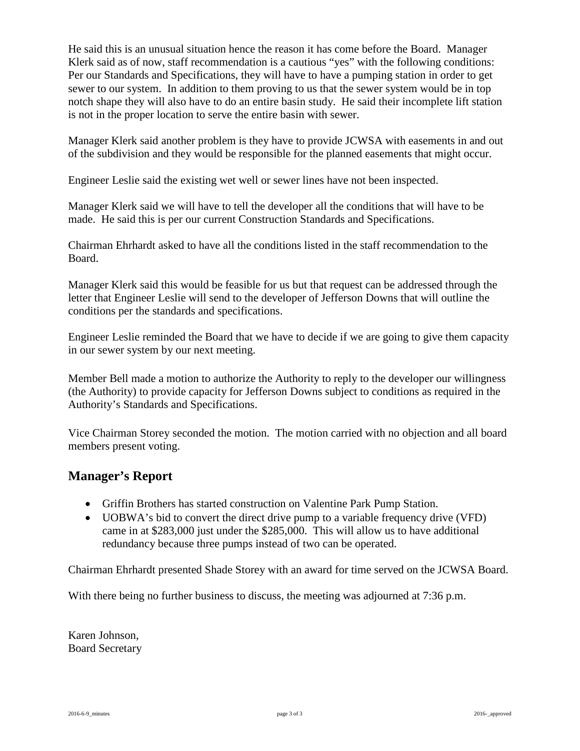He said this is an unusual situation hence the reason it has come before the Board. Manager Klerk said as of now, staff recommendation is a cautious "yes" with the following conditions: Per our Standards and Specifications, they will have to have a pumping station in order to get sewer to our system. In addition to them proving to us that the sewer system would be in top notch shape they will also have to do an entire basin study. He said their incomplete lift station is not in the proper location to serve the entire basin with sewer.

Manager Klerk said another problem is they have to provide JCWSA with easements in and out of the subdivision and they would be responsible for the planned easements that might occur.

Engineer Leslie said the existing wet well or sewer lines have not been inspected.

Manager Klerk said we will have to tell the developer all the conditions that will have to be made. He said this is per our current Construction Standards and Specifications.

Chairman Ehrhardt asked to have all the conditions listed in the staff recommendation to the Board.

Manager Klerk said this would be feasible for us but that request can be addressed through the letter that Engineer Leslie will send to the developer of Jefferson Downs that will outline the conditions per the standards and specifications.

Engineer Leslie reminded the Board that we have to decide if we are going to give them capacity in our sewer system by our next meeting.

Member Bell made a motion to authorize the Authority to reply to the developer our willingness (the Authority) to provide capacity for Jefferson Downs subject to conditions as required in the Authority's Standards and Specifications.

Vice Chairman Storey seconded the motion. The motion carried with no objection and all board members present voting.

## Manager's Report

- Griffin Brothers has started construction on Valentine Park Pump Station.
- UOBWA's bid to convert the direct drive pump to a variable frequency drive (VFD) came in at $283,000 just under the $285,000. This will allow us to have additional redundancy because three pumps instead of two can be operated.

Chairman Ehrhardt presented Shade Storey with an award for time served on the JCWSA Board.

With there being no further business to discuss, the meeting was adjourned at 7:36 p.m.

Karen Johnson,
Board Secretary